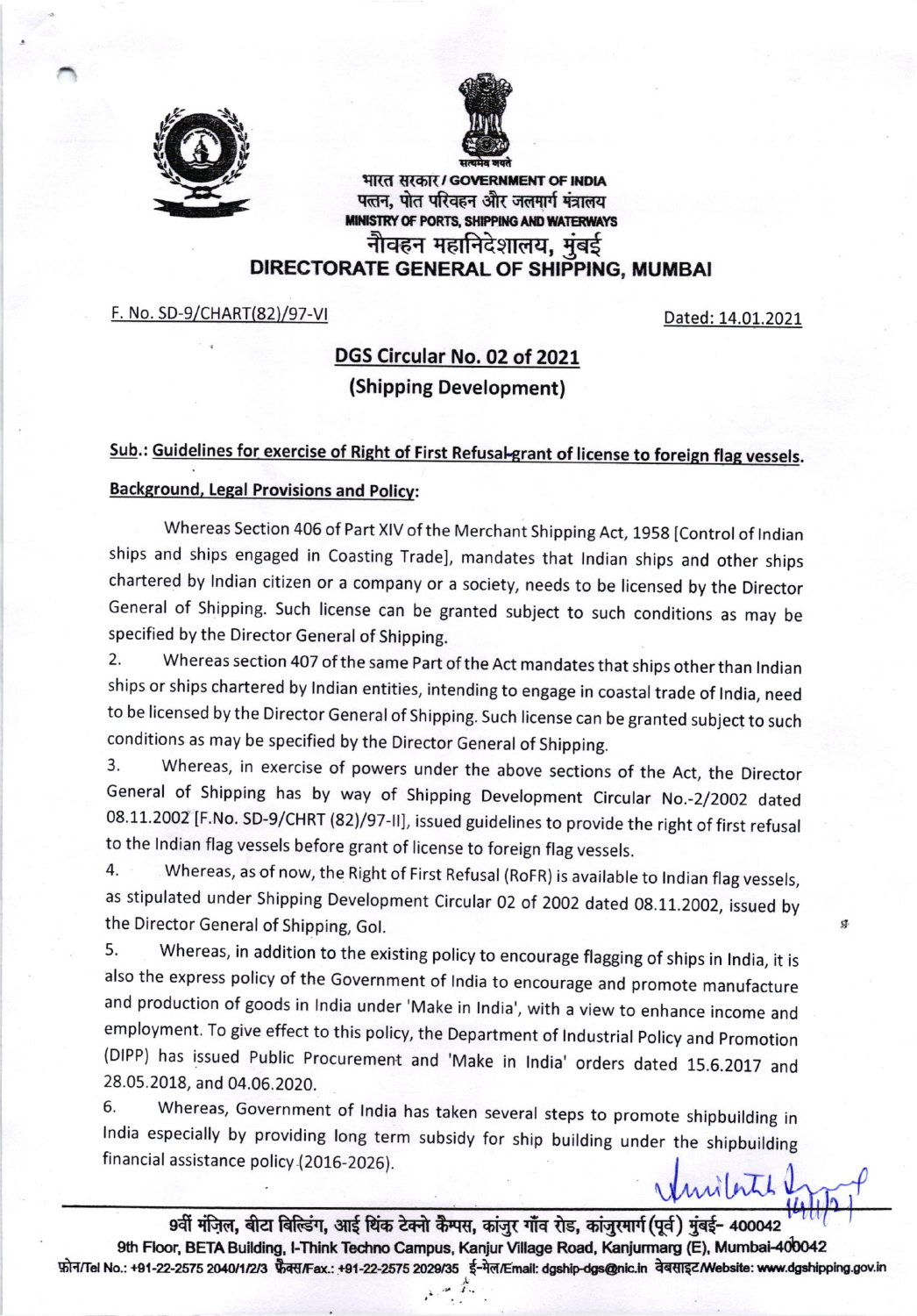भारत सरकार / GOVERNMENT OF INDIA
पत्तन, पोत परिवहन और जलमार्ग मंत्रालय
MINISTRY OF PORTS, SHIPPING AND WATERWAYS
नौवहन महानिदेशालय, मुंबई
**DIRECTORATE GENERAL OF SHIPPING, MUMBAI**

F. No. SD-9/CHART(82)/97-VI

Dated: 14.01.2021

## DGS Circular No. 02 of 2021
## (Shipping Development)

**Sub.: Guidelines for exercise of Right of First Refusal-grant of license to foreign flag vessels.**

**Background, Legal Provisions and Policy:**

Whereas Section 406 of Part XIV of the Merchant Shipping Act, 1958 [Control of Indian ships and ships engaged in Coasting Trade], mandates that Indian ships and other ships chartered by Indian citizen or a company or a society, needs to be licensed by the Director General of Shipping. Such license can be granted subject to such conditions as may be specified by the Director General of Shipping.

2. Whereas section 407 of the same Part of the Act mandates that ships other than Indian ships or ships chartered by Indian entities, intending to engage in coastal trade of India, need to be licensed by the Director General of Shipping. Such license can be granted subject to such conditions as may be specified by the Director General of Shipping.

3. Whereas, in exercise of powers under the above sections of the Act, the Director General of Shipping has by way of Shipping Development Circular No.-2/2002 dated 08.11.2002 [F.No. SD-9/CHRT (82)/97-II], issued guidelines to provide the right of first refusal to the Indian flag vessels before grant of license to foreign flag vessels.

4. Whereas, as of now, the Right of First Refusal (RoFR) is available to Indian flag vessels, as stipulated under Shipping Development Circular 02 of 2002 dated 08.11.2002, issued by the Director General of Shipping, GoI.

5. Whereas, in addition to the existing policy to encourage flagging of ships in India, it is also the express policy of the Government of India to encourage and promote manufacture and production of goods in India under 'Make in India', with a view to enhance income and employment. To give effect to this policy, the Department of Industrial Policy and Promotion (DIPP) has issued Public Procurement and 'Make in India' orders dated 15.6.2017 and 28.05.2018, and 04.06.2020.

6. Whereas, Government of India has taken several steps to promote shipbuilding in India especially by providing long term subsidy for ship building under the shipbuilding financial assistance policy (2016-2026).

9वीं मंज़िल, बीटा बिल्डिंग, आई थिंक टेक्नो कैम्पस, कांजुर गाँव रोड, कांजुरमार्ग (पूर्व) मुंबई- 400042
9th Floor, BETA Building, I-Think Techno Campus, Kanjur Village Road, Kanjurmarg (E), Mumbai-400042
फ़ोन/Tel No.: +91-22-2575 2040/1/2/3 फैक्स/Fax.: +91-22-2575 2029/35 ई-मेल/Email: dgship-dgs@nic.in वेबसाइट/Website: www.dgshipping.gov.in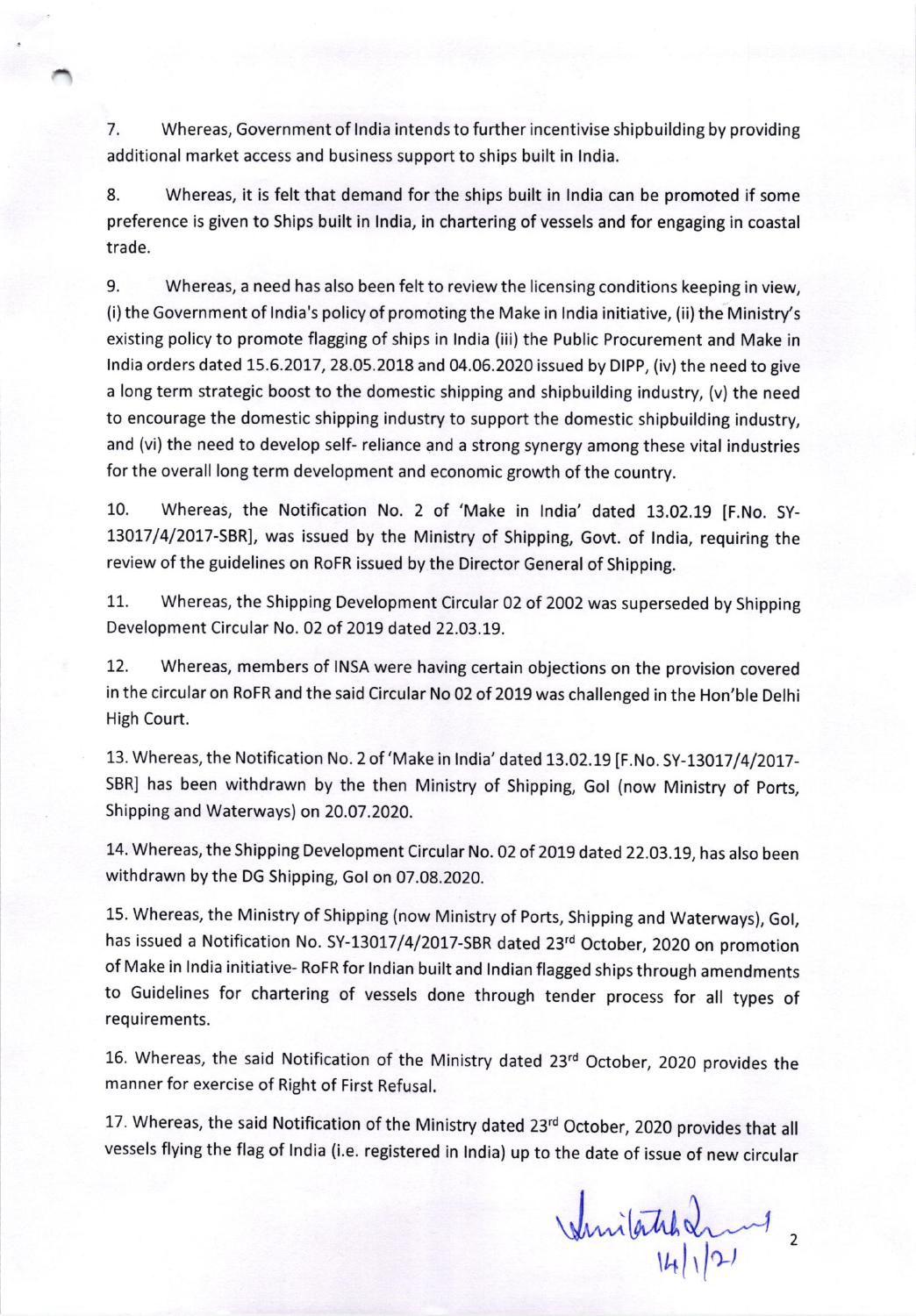7. Whereas, Government of India intends to further incentivise shipbuilding by providing additional market access and business support to ships built in India.

8. Whereas, it is felt that demand for the ships built in India can be promoted if some preference is given to Ships built in India, in chartering of vessels and for engaging in coastal trade.

9. Whereas, a need has also been felt to review the licensing conditions keeping in view, (i) the Government of India's policy of promoting the Make in India initiative, (ii) the Ministry's existing policy to promote flagging of ships in India (iii) the Public Procurement and Make in India orders dated 15.6.2017, 28.05.2018 and 04.06.2020 issued by DIPP, (iv) the need to give a long term strategic boost to the domestic shipping and shipbuilding industry, (v) the need to encourage the domestic shipping industry to support the domestic shipbuilding industry, and (vi) the need to develop self- reliance and a strong synergy among these vital industries for the overall long term development and economic growth of the country.

10. Whereas, the Notification No. 2 of 'Make in India' dated 13.02.19 [F.No. SY-13017/4/2017-SBR], was issued by the Ministry of Shipping, Govt. of India, requiring the review of the guidelines on RoFR issued by the Director General of Shipping.

11. Whereas, the Shipping Development Circular 02 of 2002 was superseded by Shipping Development Circular No. 02 of 2019 dated 22.03.19.

12. Whereas, members of INSA were having certain objections on the provision covered in the circular on RoFR and the said Circular No 02 of 2019 was challenged in the Hon'ble Delhi High Court.

13. Whereas, the Notification No. 2 of 'Make in India' dated 13.02.19 [F.No. SY-13017/4/2017-SBR] has been withdrawn by the then Ministry of Shipping, GoI (now Ministry of Ports, Shipping and Waterways) on 20.07.2020.

14. Whereas, the Shipping Development Circular No. 02 of 2019 dated 22.03.19, has also been withdrawn by the DG Shipping, GoI on 07.08.2020.

15. Whereas, the Ministry of Shipping (now Ministry of Ports, Shipping and Waterways), GoI, has issued a Notification No. SY-13017/4/2017-SBR dated 23rd October, 2020 on promotion of Make in India initiative- RoFR for Indian built and Indian flagged ships through amendments to Guidelines for chartering of vessels done through tender process for all types of requirements.

16. Whereas, the said Notification of the Ministry dated 23rd October, 2020 provides the manner for exercise of Right of First Refusal.

17. Whereas, the said Notification of the Ministry dated 23rd October, 2020 provides that all vessels flying the flag of India (i.e. registered in India) up to the date of issue of new circular